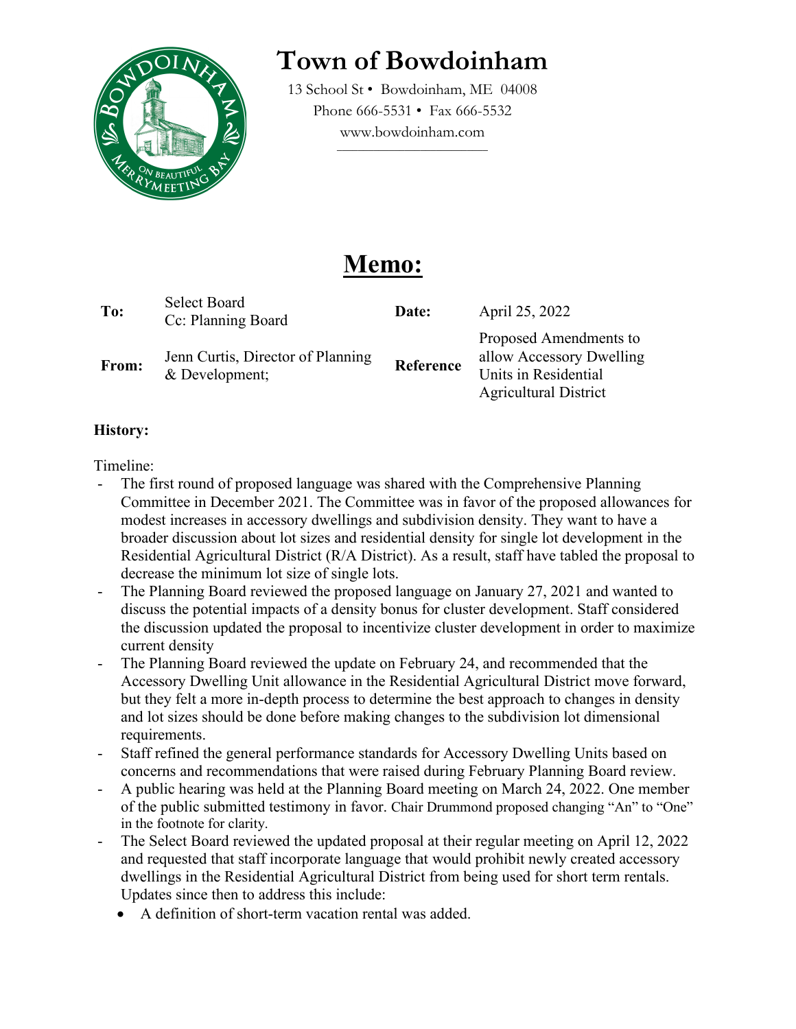# Town of Bowdoinham

13 School St • Bowdoinham, ME 04008
Phone 666-5531 • Fax 666-5532
www.bowdoinham.com

## Memo:

| | | | |
|---|---|---|---|
| **To:** | Select Board<br>Cc: Planning Board | **Date:** | April 25, 2022 |
| **From:** | Jenn Curtis, Director of Planning & Development; | **Reference** | Proposed Amendments to allow Accessory Dwelling Units in Residential Agricultural District |

**History:**

Timeline:

- The first round of proposed language was shared with the Comprehensive Planning Committee in December 2021. The Committee was in favor of the proposed allowances for modest increases in accessory dwellings and subdivision density. They want to have a broader discussion about lot sizes and residential density for single lot development in the Residential Agricultural District (R/A District). As a result, staff have tabled the proposal to decrease the minimum lot size of single lots.
- The Planning Board reviewed the proposed language on January 27, 2021 and wanted to discuss the potential impacts of a density bonus for cluster development. Staff considered the discussion updated the proposal to incentivize cluster development in order to maximize current density
- The Planning Board reviewed the update on February 24, and recommended that the Accessory Dwelling Unit allowance in the Residential Agricultural District move forward, but they felt a more in-depth process to determine the best approach to changes in density and lot sizes should be done before making changes to the subdivision lot dimensional requirements.
- Staff refined the general performance standards for Accessory Dwelling Units based on concerns and recommendations that were raised during February Planning Board review.
- A public hearing was held at the Planning Board meeting on March 24, 2022. One member of the public submitted testimony in favor. Chair Drummond proposed changing "An" to "One" in the footnote for clarity.
- The Select Board reviewed the updated proposal at their regular meeting on April 12, 2022 and requested that staff incorporate language that would prohibit newly created accessory dwellings in the Residential Agricultural District from being used for short term rentals. Updates since then to address this include:
  - A definition of short-term vacation rental was added.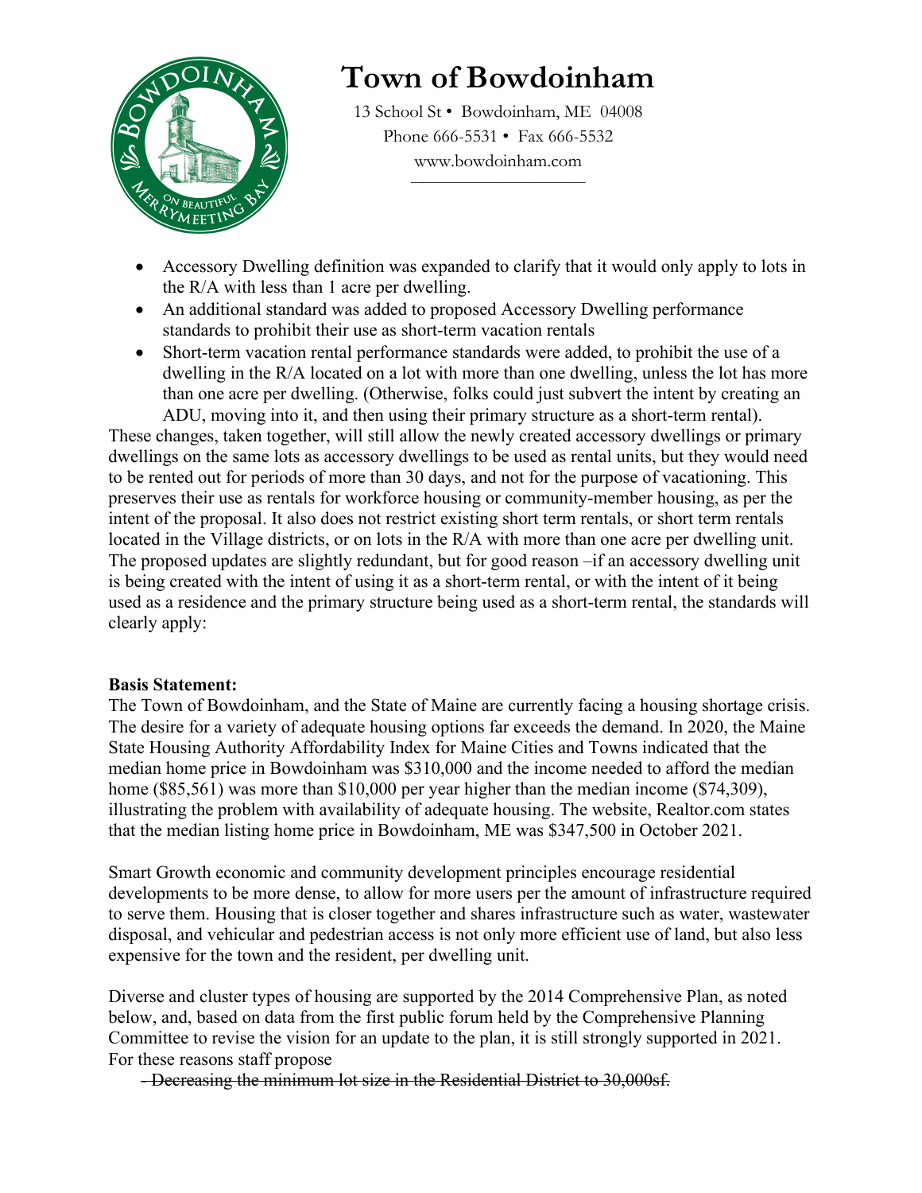# Town of Bowdoinham

13 School St • Bowdoinham, ME 04008
Phone 666-5531 • Fax 666-5532
www.bowdoinham.com

- Accessory Dwelling definition was expanded to clarify that it would only apply to lots in the R/A with less than 1 acre per dwelling.
- An additional standard was added to proposed Accessory Dwelling performance standards to prohibit their use as short-term vacation rentals
- Short-term vacation rental performance standards were added, to prohibit the use of a dwelling in the R/A located on a lot with more than one dwelling, unless the lot has more than one acre per dwelling. (Otherwise, folks could just subvert the intent by creating an ADU, moving into it, and then using their primary structure as a short-term rental).

These changes, taken together, will still allow the newly created accessory dwellings or primary dwellings on the same lots as accessory dwellings to be used as rental units, but they would need to be rented out for periods of more than 30 days, and not for the purpose of vacationing. This preserves their use as rentals for workforce housing or community-member housing, as per the intent of the proposal. It also does not restrict existing short term rentals, or short term rentals located in the Village districts, or on lots in the R/A with more than one acre per dwelling unit. The proposed updates are slightly redundant, but for good reason –if an accessory dwelling unit is being created with the intent of using it as a short-term rental, or with the intent of it being used as a residence and the primary structure being used as a short-term rental, the standards will clearly apply:

**Basis Statement:**

The Town of Bowdoinham, and the State of Maine are currently facing a housing shortage crisis. The desire for a variety of adequate housing options far exceeds the demand. In 2020, the Maine State Housing Authority Affordability Index for Maine Cities and Towns indicated that the median home price in Bowdoinham was $310,000 and the income needed to afford the median home ($85,561) was more than $10,000 per year higher than the median income ($74,309), illustrating the problem with availability of adequate housing. The website, Realtor.com states that the median listing home price in Bowdoinham, ME was $347,500 in October 2021.

Smart Growth economic and community development principles encourage residential developments to be more dense, to allow for more users per the amount of infrastructure required to serve them. Housing that is closer together and shares infrastructure such as water, wastewater disposal, and vehicular and pedestrian access is not only more efficient use of land, but also less expensive for the town and the resident, per dwelling unit.

Diverse and cluster types of housing are supported by the 2014 Comprehensive Plan, as noted below, and, based on data from the first public forum held by the Comprehensive Planning Committee to revise the vision for an update to the plan, it is still strongly supported in 2021. For these reasons staff propose

~~- Decreasing the minimum lot size in the Residential District to 30,000sf.~~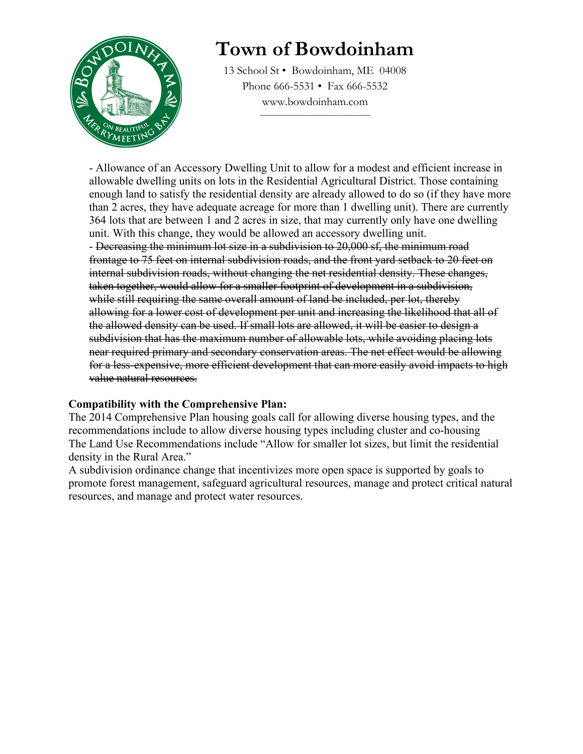# Town of Bowdoinham

13 School St • Bowdoinham, ME 04008
Phone 666-5531 • Fax 666-5532
www.bowdoinham.com

- Allowance of an Accessory Dwelling Unit to allow for a modest and efficient increase in allowable dwelling units on lots in the Residential Agricultural District. Those containing enough land to satisfy the residential density are already allowed to do so (if they have more than 2 acres, they have adequate acreage for more than 1 dwelling unit). There are currently 364 lots that are between 1 and 2 acres in size, that may currently only have one dwelling unit. With this change, they would be allowed an accessory dwelling unit.
- ~~Decreasing the minimum lot size in a subdivision to 20,000 sf, the minimum road frontage to 75 feet on internal subdivision roads, and the front yard setback to 20 feet on internal subdivision roads, without changing the net residential density. These changes, taken together, would allow for a smaller footprint of development in a subdivision, while still requiring the same overall amount of land be included, per lot, thereby allowing for a lower cost of development per unit and increasing the likelihood that all of the allowed density can be used. If small lots are allowed, it will be easier to design a subdivision that has the maximum number of allowable lots, while avoiding placing lots near required primary and secondary conservation areas. The net effect would be allowing for a less-expensive, more efficient development that can more easily avoid impacts to high value natural resources.~~

**Compatibility with the Comprehensive Plan:**

The 2014 Comprehensive Plan housing goals call for allowing diverse housing types, and the recommendations include to allow diverse housing types including cluster and co-housing
The Land Use Recommendations include "Allow for smaller lot sizes, but limit the residential density in the Rural Area."

A subdivision ordinance change that incentivizes more open space is supported by goals to promote forest management, safeguard agricultural resources, manage and protect critical natural resources, and manage and protect water resources.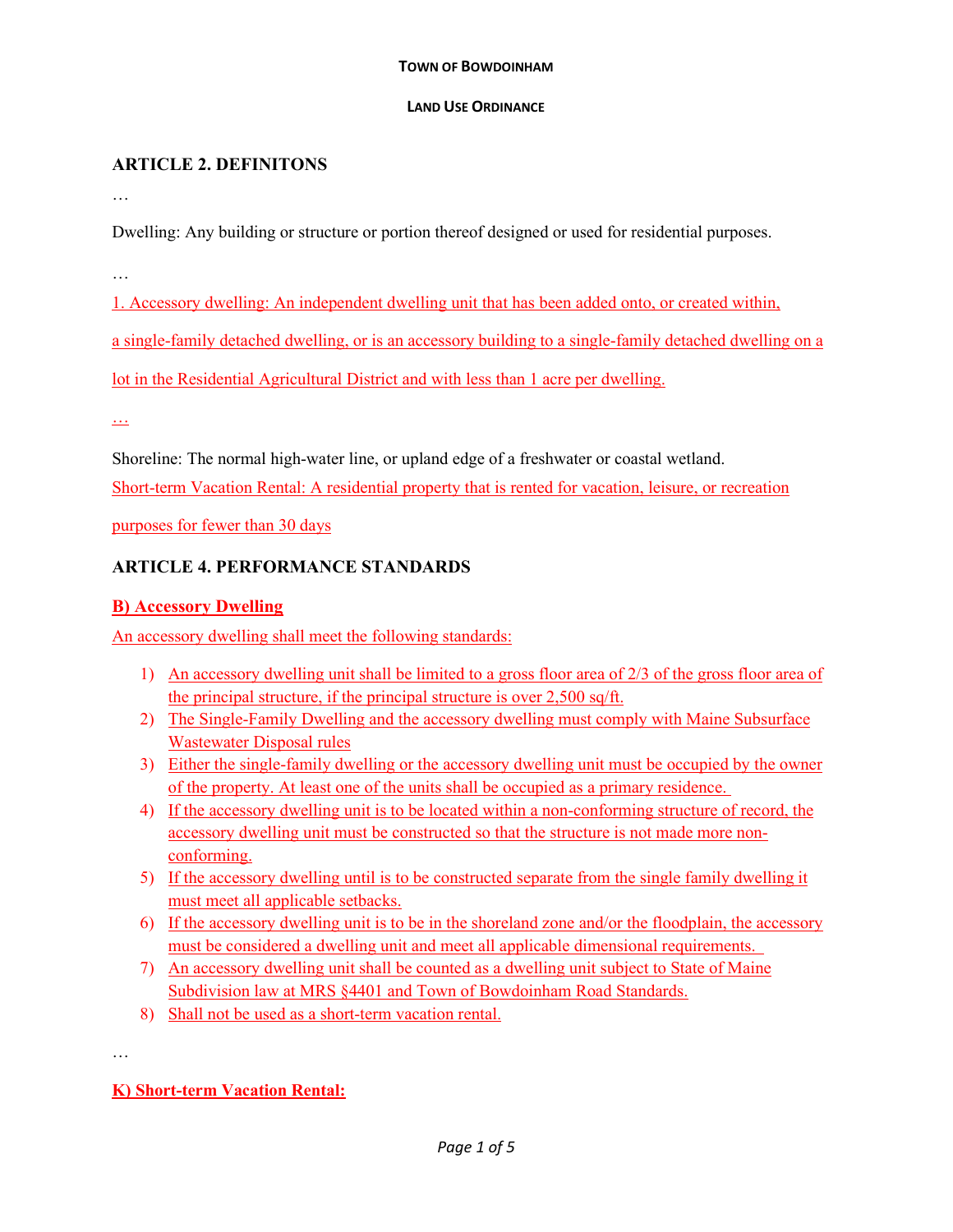TOWN OF BOWDOINHAM

LAND USE ORDINANCE

## ARTICLE 2. DEFINITONS

…

Dwelling: Any building or structure or portion thereof designed or used for residential purposes.

…

1. Accessory dwelling: An independent dwelling unit that has been added onto, or created within, a single-family detached dwelling, or is an accessory building to a single-family detached dwelling on a lot in the Residential Agricultural District and with less than 1 acre per dwelling.

…

Shoreline: The normal high-water line, or upland edge of a freshwater or coastal wetland.

Short-term Vacation Rental: A residential property that is rented for vacation, leisure, or recreation purposes for fewer than 30 days

## ARTICLE 4. PERFORMANCE STANDARDS

### B) Accessory Dwelling

An accessory dwelling shall meet the following standards:

1) An accessory dwelling unit shall be limited to a gross floor area of 2/3 of the gross floor area of the principal structure, if the principal structure is over 2,500 sq/ft.
2) The Single-Family Dwelling and the accessory dwelling must comply with Maine Subsurface Wastewater Disposal rules
3) Either the single-family dwelling or the accessory dwelling unit must be occupied by the owner of the property. At least one of the units shall be occupied as a primary residence.
4) If the accessory dwelling unit is to be located within a non-conforming structure of record, the accessory dwelling unit must be constructed so that the structure is not made more non-conforming.
5) If the accessory dwelling until is to be constructed separate from the single family dwelling it must meet all applicable setbacks.
6) If the accessory dwelling unit is to be in the shoreland zone and/or the floodplain, the accessory must be considered a dwelling unit and meet all applicable dimensional requirements.
7) An accessory dwelling unit shall be counted as a dwelling unit subject to State of Maine Subdivision law at MRS §4401 and Town of Bowdoinham Road Standards.
8) Shall not be used as a short-term vacation rental.

…

### K) Short-term Vacation Rental: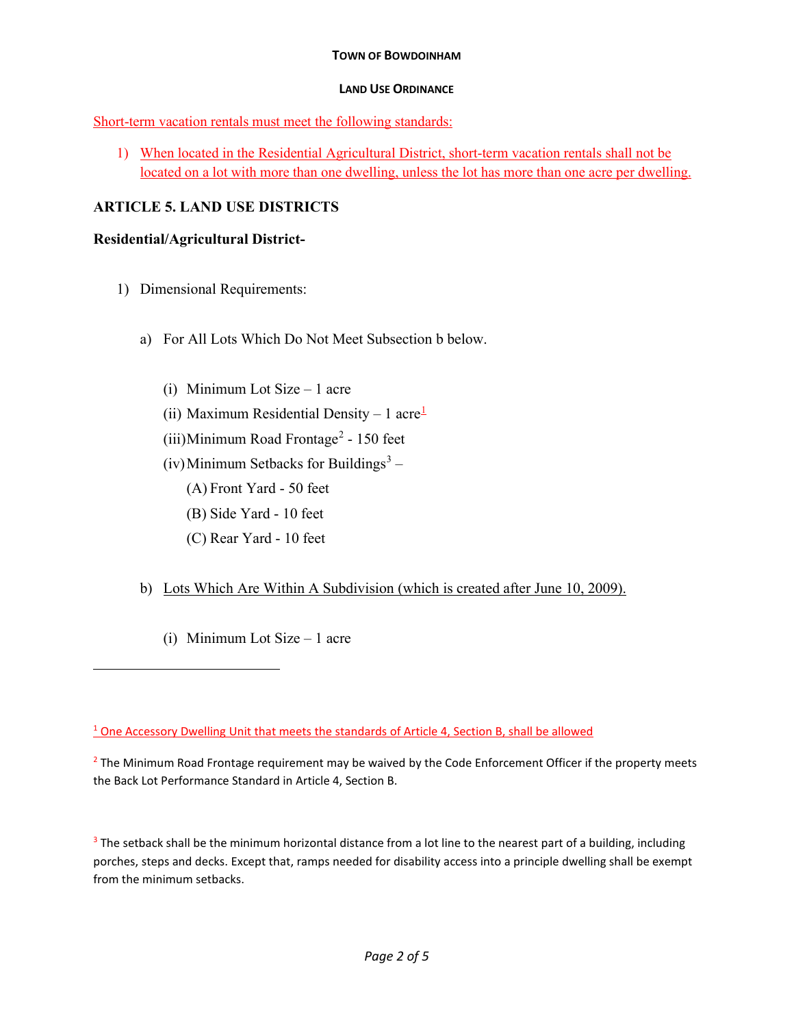Short-term vacation rentals must meet the following standards:

1) When located in the Residential Agricultural District, short-term vacation rentals shall not be located on a lot with more than one dwelling, unless the lot has more than one acre per dwelling.

## ARTICLE 5. LAND USE DISTRICTS

### Residential/Agricultural District-

1) Dimensional Requirements:

   a) For All Lots Which Do Not Meet Subsection b below.

      (i) Minimum Lot Size – 1 acre

      (ii) Maximum Residential Density – 1 acre[1]

      (iii) Minimum Road Frontage[2] - 150 feet

      (iv) Minimum Setbacks for Buildings[3] –

         (A) Front Yard - 50 feet

         (B) Side Yard - 10 feet

         (C) Rear Yard - 10 feet

   b) Lots Which Are Within A Subdivision (which is created after June 10, 2009).

      (i) Minimum Lot Size – 1 acre

---

[1] One Accessory Dwelling Unit that meets the standards of Article 4, Section B, shall be allowed

[2] The Minimum Road Frontage requirement may be waived by the Code Enforcement Officer if the property meets the Back Lot Performance Standard in Article 4, Section B.

[3] The setback shall be the minimum horizontal distance from a lot line to the nearest part of a building, including porches, steps and decks. Except that, ramps needed for disability access into a principle dwelling shall be exempt from the minimum setbacks.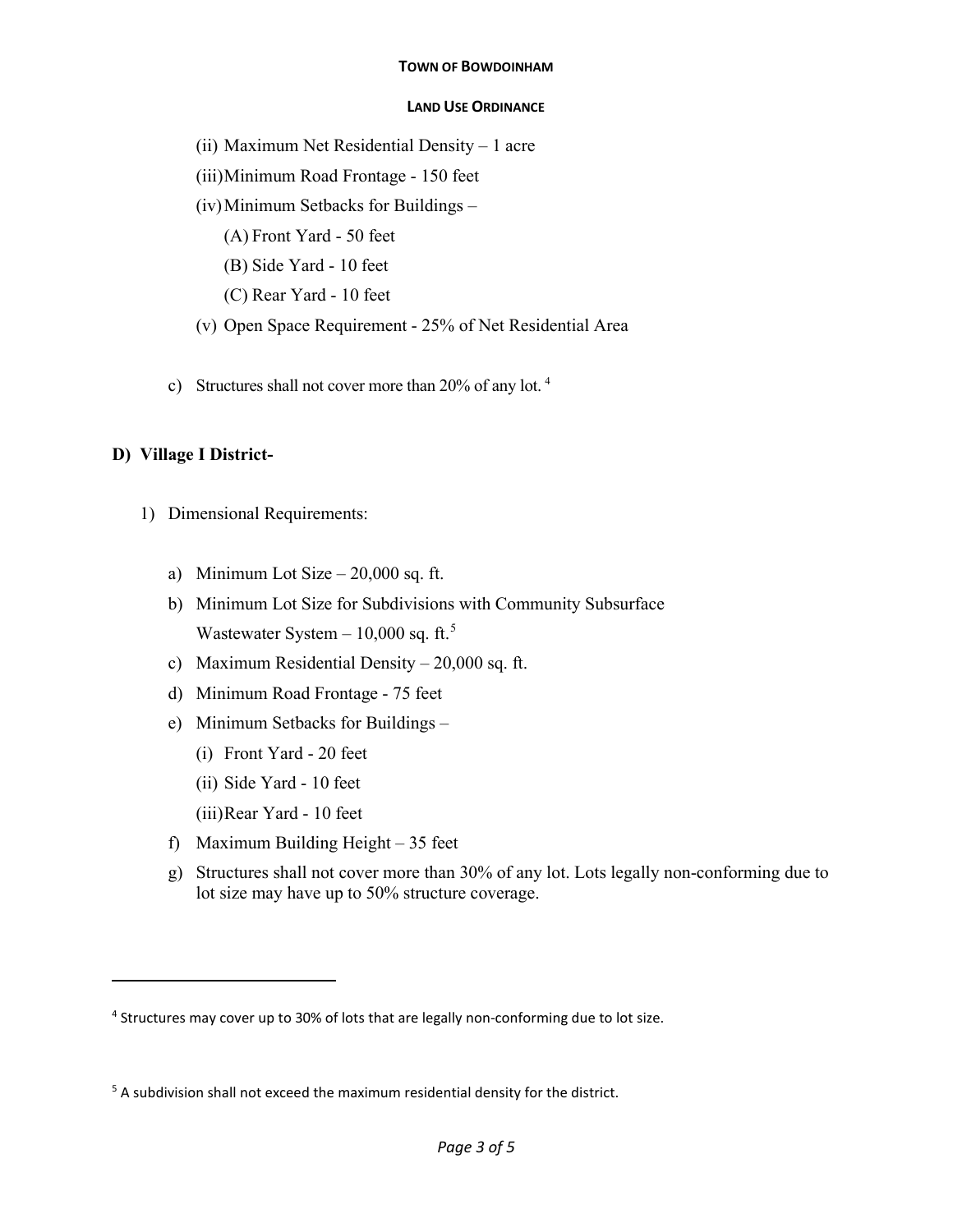(ii) Maximum Net Residential Density – 1 acre

(iii) Minimum Road Frontage - 150 feet

(iv) Minimum Setbacks for Buildings –

(A) Front Yard - 50 feet

(B) Side Yard - 10 feet

(C) Rear Yard - 10 feet

(v) Open Space Requirement - 25% of Net Residential Area

c) Structures shall not cover more than 20% of any lot. [4]

**D) Village I District-**

1) Dimensional Requirements:

a) Minimum Lot Size – 20,000 sq. ft.

b) Minimum Lot Size for Subdivisions with Community Subsurface Wastewater System – 10,000 sq. ft.[5]

c) Maximum Residential Density – 20,000 sq. ft.

d) Minimum Road Frontage - 75 feet

e) Minimum Setbacks for Buildings –

(i) Front Yard - 20 feet

(ii) Side Yard - 10 feet

(iii) Rear Yard - 10 feet

f) Maximum Building Height – 35 feet

g) Structures shall not cover more than 30% of any lot. Lots legally non-conforming due to lot size may have up to 50% structure coverage.

---

[4] Structures may cover up to 30% of lots that are legally non-conforming due to lot size.

[5] A subdivision shall not exceed the maximum residential density for the district.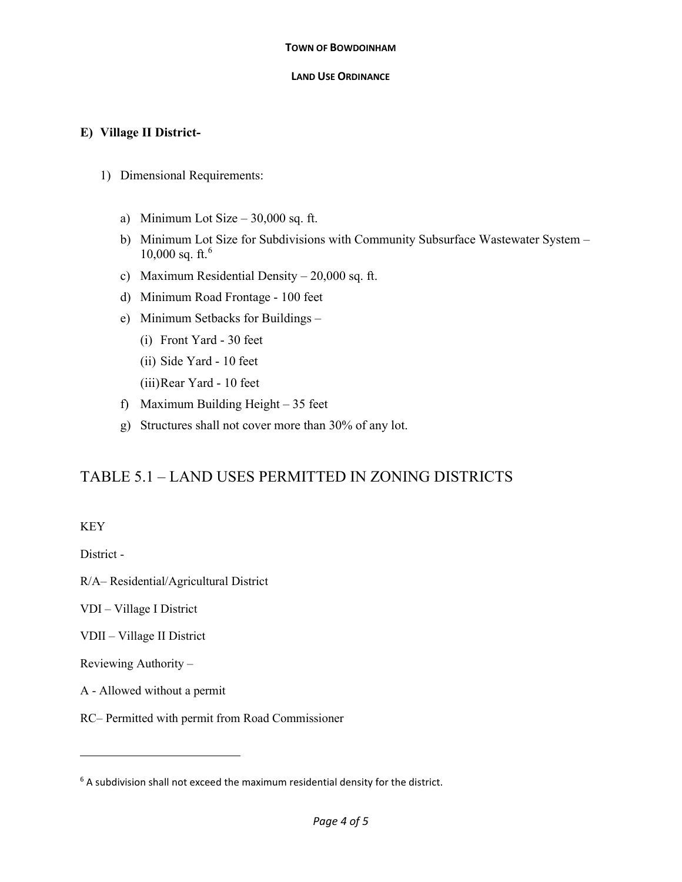**E) Village II District-**

1) Dimensional Requirements:

   a) Minimum Lot Size – 30,000 sq. ft.

   b) Minimum Lot Size for Subdivisions with Community Subsurface Wastewater System – 10,000 sq. ft.[6]

   c) Maximum Residential Density – 20,000 sq. ft.

   d) Minimum Road Frontage - 100 feet

   e) Minimum Setbacks for Buildings –

      (i) Front Yard - 30 feet

      (ii) Side Yard - 10 feet

      (iii) Rear Yard - 10 feet

   f) Maximum Building Height – 35 feet

   g) Structures shall not cover more than 30% of any lot.

# TABLE 5.1 – LAND USES PERMITTED IN ZONING DISTRICTS

KEY

District -

R/A– Residential/Agricultural District

VDI – Village I District

VDII – Village II District

Reviewing Authority –

A - Allowed without a permit

RC– Permitted with permit from Road Commissioner

---

[6] A subdivision shall not exceed the maximum residential density for the district.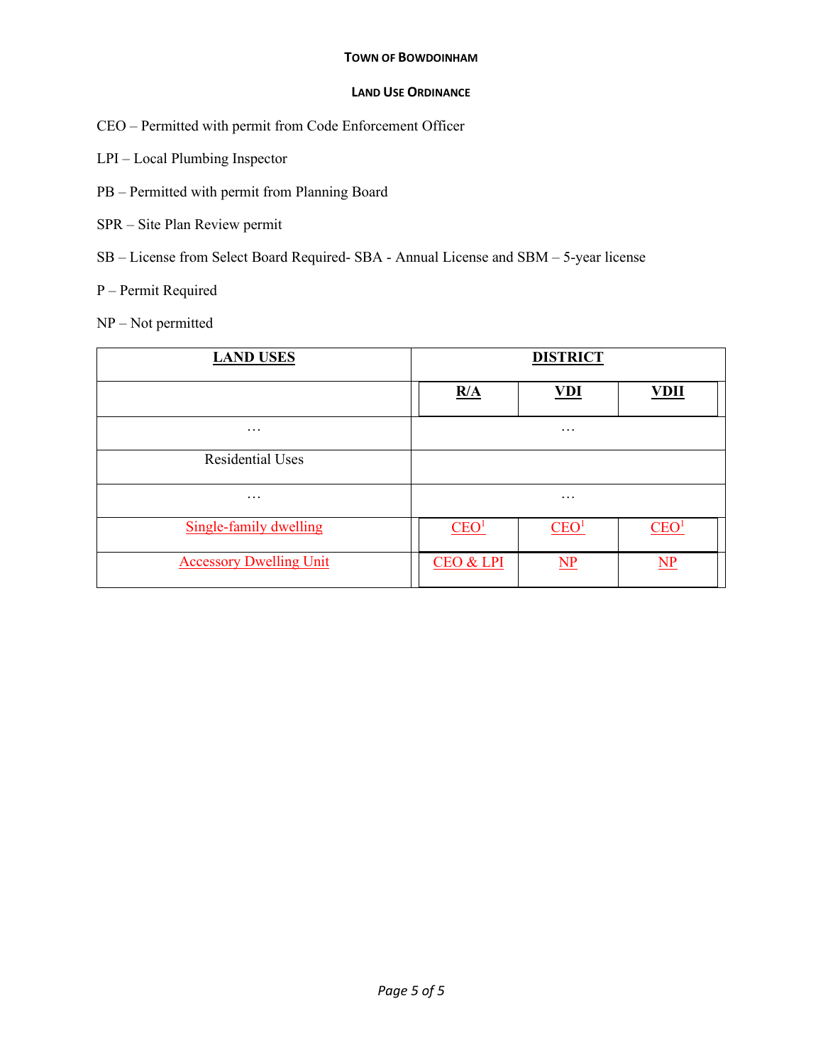**TOWN OF BOWDOINHAM**

**LAND USE ORDINANCE**

CEO – Permitted with permit from Code Enforcement Officer

LPI – Local Plumbing Inspector

PB – Permitted with permit from Planning Board

SPR – Site Plan Review permit

SB – License from Select Board Required- SBA - Annual License and SBM – 5-year license

P – Permit Required

NP – Not permitted

| **LAND USES** | **DISTRICT** | | |
|---|---|---|---|
| | **R/A** | **VDI** | **VDII** |
| … | … | | |
| Residential Uses | | | |
| … | … | | |
| Single-family dwelling | CEO[1] | CEO[1] | CEO[1] |
| Accessory Dwelling Unit | CEO & LPI | NP | NP |